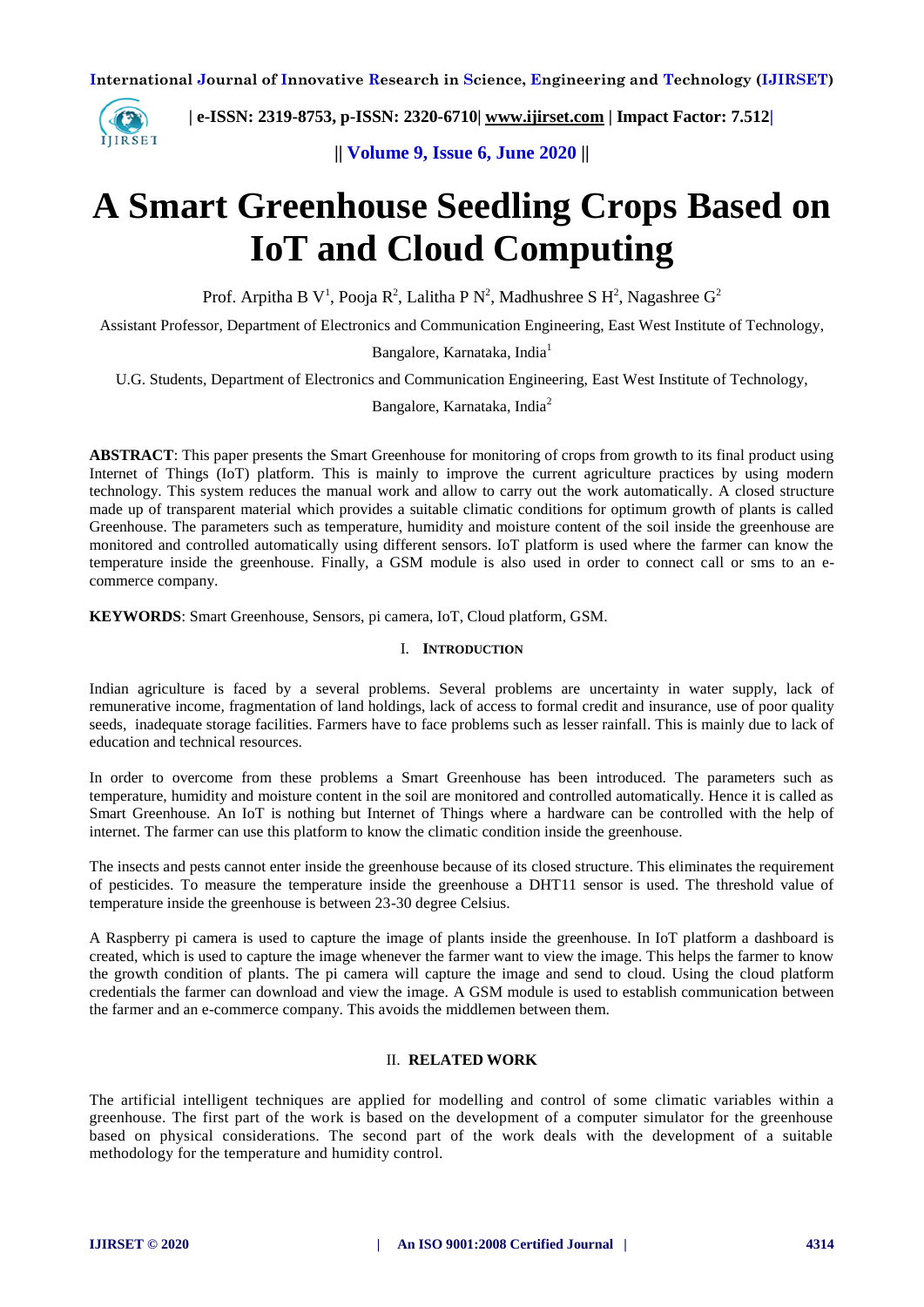# A Smart Greenhouse Seedling Crops Based on IoT and Cloud Computing

Prof. Arpitha B V[1], Pooja R[2], Lalitha P N[2], Madhushree S H[2], Nagashree G[2]

Assistant Professor, Department of Electronics and Communication Engineering, East West Institute of Technology, Bangalore, Karnataka, India[1]

U.G. Students, Department of Electronics and Communication Engineering, East West Institute of Technology, Bangalore, Karnataka, India[2]

**ABSTRACT**: This paper presents the Smart Greenhouse for monitoring of crops from growth to its final product using Internet of Things (IoT) platform. This is mainly to improve the current agriculture practices by using modern technology. This system reduces the manual work and allow to carry out the work automatically. A closed structure made up of transparent material which provides a suitable climatic conditions for optimum growth of plants is called Greenhouse. The parameters such as temperature, humidity and moisture content of the soil inside the greenhouse are monitored and controlled automatically using different sensors. IoT platform is used where the farmer can know the temperature inside the greenhouse. Finally, a GSM module is also used in order to connect call or sms to an e-commerce company.

**KEYWORDS**: Smart Greenhouse, Sensors, pi camera, IoT, Cloud platform, GSM.

## I. Introduction

Indian agriculture is faced by a several problems. Several problems are uncertainty in water supply, lack of remunerative income, fragmentation of land holdings, lack of access to formal credit and insurance, use of poor quality seeds, inadequate storage facilities. Farmers have to face problems such as lesser rainfall. This is mainly due to lack of education and technical resources.

In order to overcome from these problems a Smart Greenhouse has been introduced. The parameters such as temperature, humidity and moisture content in the soil are monitored and controlled automatically. Hence it is called as Smart Greenhouse. An IoT is nothing but Internet of Things where a hardware can be controlled with the help of internet. The farmer can use this platform to know the climatic condition inside the greenhouse.

The insects and pests cannot enter inside the greenhouse because of its closed structure. This eliminates the requirement of pesticides. To measure the temperature inside the greenhouse a DHT11 sensor is used. The threshold value of temperature inside the greenhouse is between 23-30 degree Celsius.

A Raspberry pi camera is used to capture the image of plants inside the greenhouse. In IoT platform a dashboard is created, which is used to capture the image whenever the farmer want to view the image. This helps the farmer to know the growth condition of plants. The pi camera will capture the image and send to cloud. Using the cloud platform credentials the farmer can download and view the image. A GSM module is used to establish communication between the farmer and an e-commerce company. This avoids the middlemen between them.

## II. RELATED WORK

The artificial intelligent techniques are applied for modelling and control of some climatic variables within a greenhouse. The first part of the work is based on the development of a computer simulator for the greenhouse based on physical considerations. The second part of the work deals with the development of a suitable methodology for the temperature and humidity control.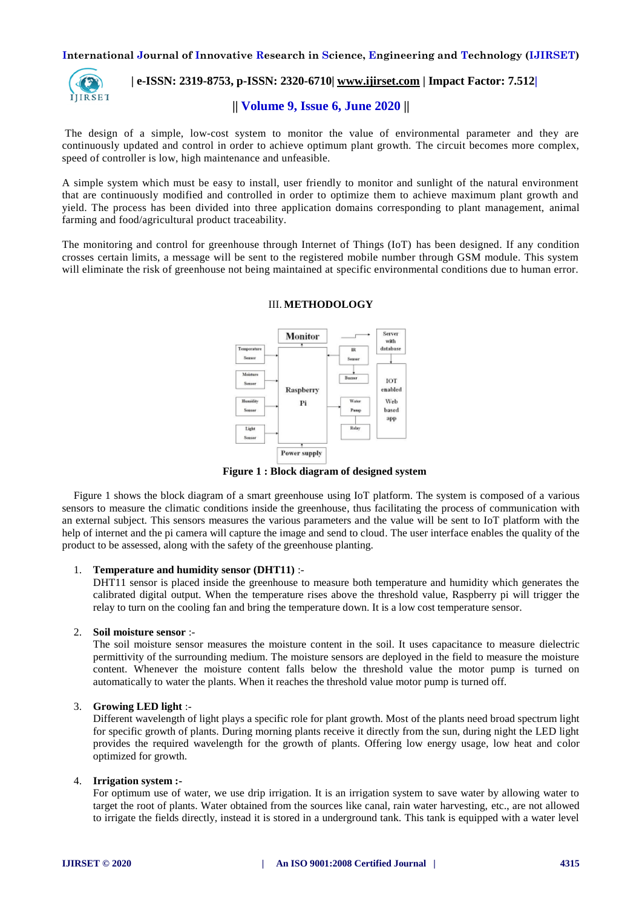The design of a simple, low-cost system to monitor the value of environmental parameter and they are continuously updated and control in order to achieve optimum plant growth. The circuit becomes more complex, speed of controller is low, high maintenance and unfeasible.

A simple system which must be easy to install, user friendly to monitor and sunlight of the natural environment that are continuously modified and controlled in order to optimize them to achieve maximum plant growth and yield. The process has been divided into three application domains corresponding to plant management, animal farming and food/agricultural product traceability.

The monitoring and control for greenhouse through Internet of Things (IoT) has been designed. If any condition crosses certain limits, a message will be sent to the registered mobile number through GSM module. This system will eliminate the risk of greenhouse not being maintained at specific environmental conditions due to human error.

## III. METHODOLOGY

**Figure 1 : Block diagram of designed system**

Figure 1 shows the block diagram of a smart greenhouse using IoT platform. The system is composed of a various sensors to measure the climatic conditions inside the greenhouse, thus facilitating the process of communication with an external subject. This sensors measures the various parameters and the value will be sent to IoT platform with the help of internet and the pi camera will capture the image and send to cloud. The user interface enables the quality of the product to be assessed, along with the safety of the greenhouse planting.

1. **Temperature and humidity sensor (DHT11)** :-
   DHT11 sensor is placed inside the greenhouse to measure both temperature and humidity which generates the calibrated digital output. When the temperature rises above the threshold value, Raspberry pi will trigger the relay to turn on the cooling fan and bring the temperature down. It is a low cost temperature sensor.

2. **Soil moisture sensor** :-
   The soil moisture sensor measures the moisture content in the soil. It uses capacitance to measure dielectric permittivity of the surrounding medium. The moisture sensors are deployed in the field to measure the moisture content. Whenever the moisture content falls below the threshold value the motor pump is turned on automatically to water the plants. When it reaches the threshold value motor pump is turned off.

3. **Growing LED light** :-
   Different wavelength of light plays a specific role for plant growth. Most of the plants need broad spectrum light for specific growth of plants. During morning plants receive it directly from the sun, during night the LED light provides the required wavelength for the growth of plants. Offering low energy usage, low heat and color optimized for growth.

4. **Irrigation system :-**
   For optimum use of water, we use drip irrigation. It is an irrigation system to save water by allowing water to target the root of plants. Water obtained from the sources like canal, rain water harvesting, etc., are not allowed to irrigate the fields directly, instead it is stored in a underground tank. This tank is equipped with a water level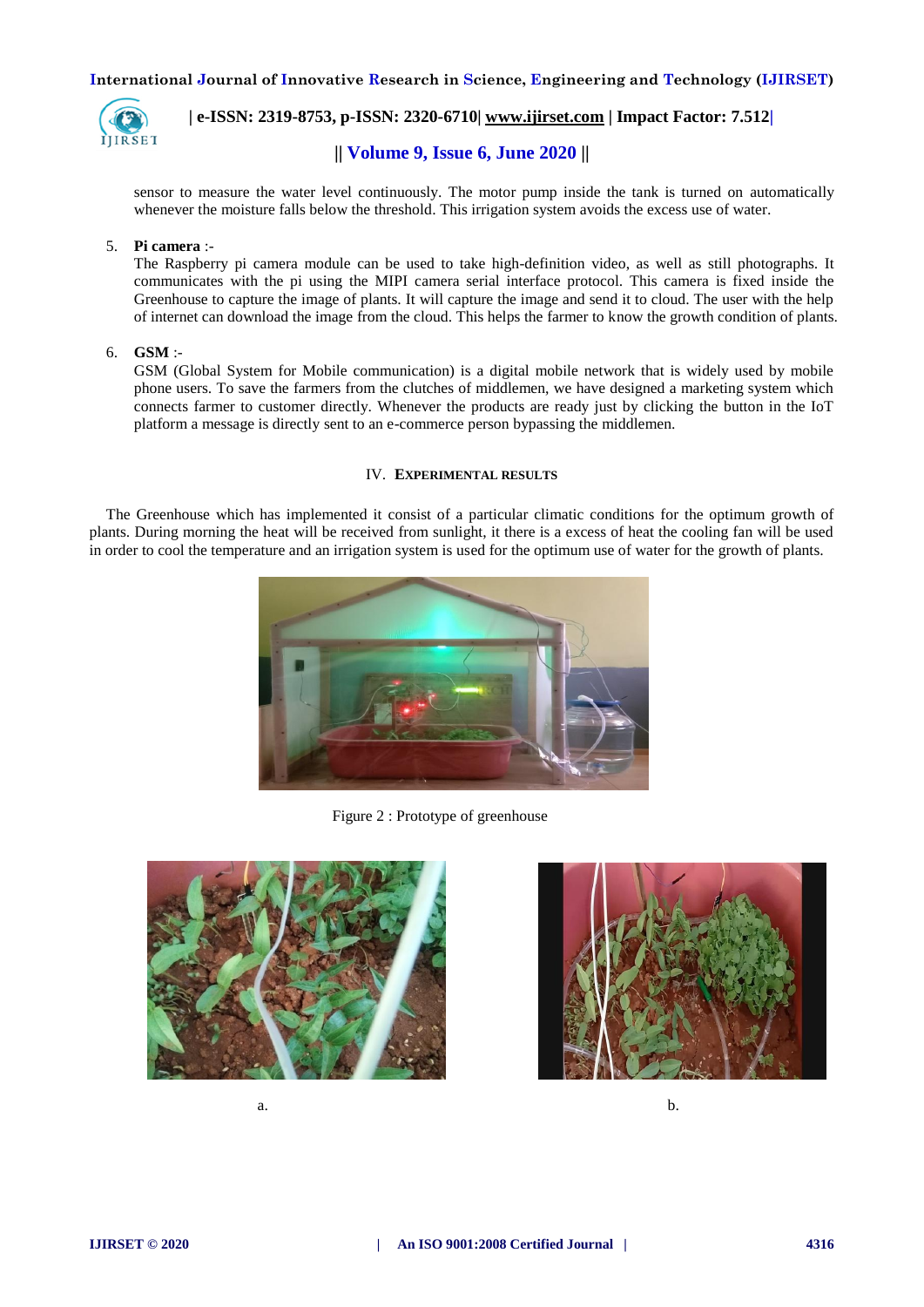sensor to measure the water level continuously. The motor pump inside the tank is turned on automatically whenever the moisture falls below the threshold. This irrigation system avoids the excess use of water.

5. **Pi camera** :-
   The Raspberry pi camera module can be used to take high-definition video, as well as still photographs. It communicates with the pi using the MIPI camera serial interface protocol. This camera is fixed inside the Greenhouse to capture the image of plants. It will capture the image and send it to cloud. The user with the help of internet can download the image from the cloud. This helps the farmer to know the growth condition of plants.

6. **GSM** :-
   GSM (Global System for Mobile communication) is a digital mobile network that is widely used by mobile phone users. To save the farmers from the clutches of middlemen, we have designed a marketing system which connects farmer to customer directly. Whenever the products are ready just by clicking the button in the IoT platform a message is directly sent to an e-commerce person bypassing the middlemen.

## IV. EXPERIMENTAL RESULTS

The Greenhouse which has implemented it consist of a particular climatic conditions for the optimum growth of plants. During morning the heat will be received from sunlight, it there is a excess of heat the cooling fan will be used in order to cool the temperature and an irrigation system is used for the optimum use of water for the growth of plants.

Figure 2 : Prototype of greenhouse

a. b.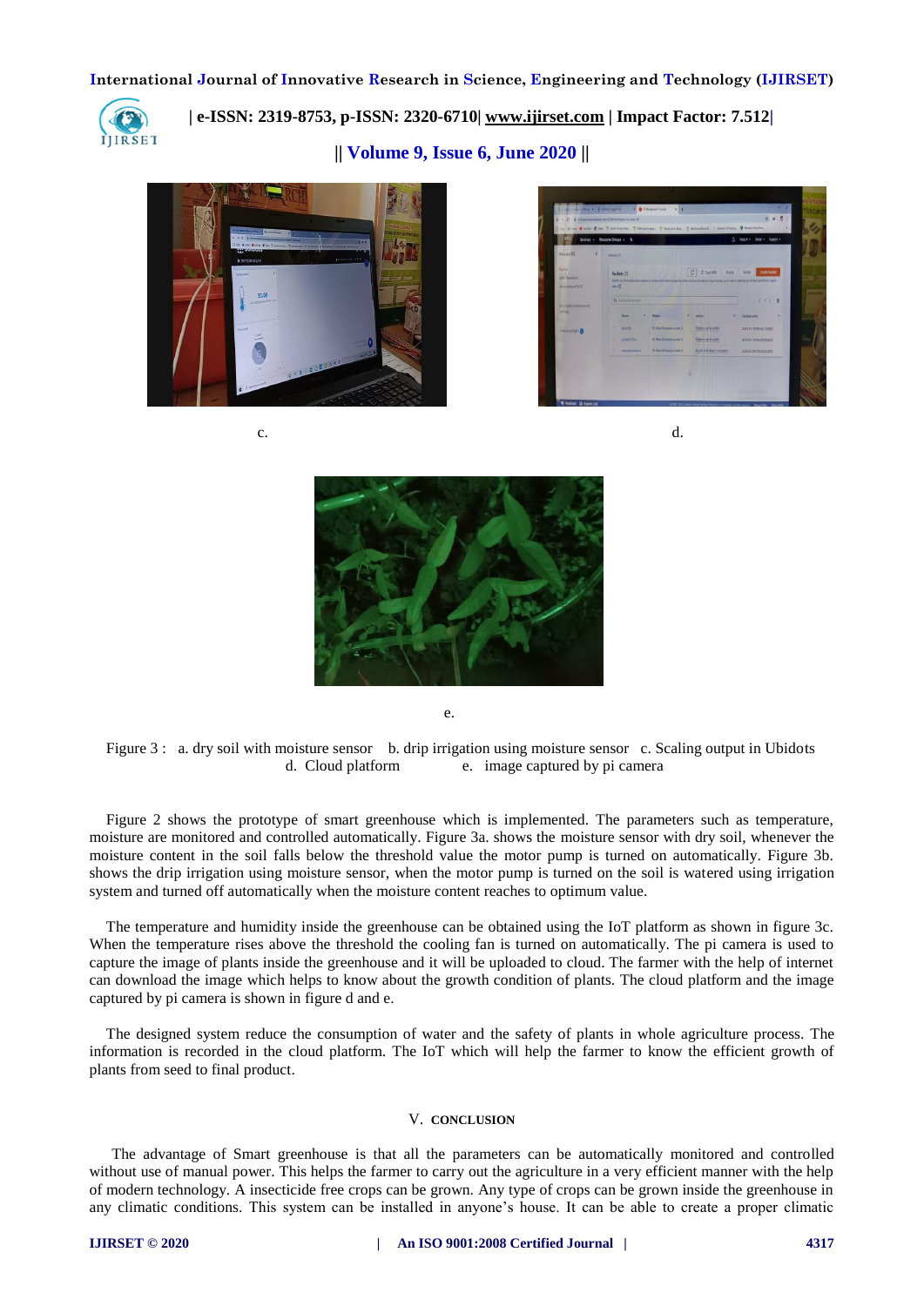c.

d.

e.

Figure 3 : a. dry soil with moisture sensor b. drip irrigation using moisture sensor c. Scaling output in Ubidots d. Cloud platform e. image captured by pi camera

Figure 2 shows the prototype of smart greenhouse which is implemented. The parameters such as temperature, moisture are monitored and controlled automatically. Figure 3a. shows the moisture sensor with dry soil, whenever the moisture content in the soil falls below the threshold value the motor pump is turned on automatically. Figure 3b. shows the drip irrigation using moisture sensor, when the motor pump is turned on the soil is watered using irrigation system and turned off automatically when the moisture content reaches to optimum value.

The temperature and humidity inside the greenhouse can be obtained using the IoT platform as shown in figure 3c. When the temperature rises above the threshold the cooling fan is turned on automatically. The pi camera is used to capture the image of plants inside the greenhouse and it will be uploaded to cloud. The farmer with the help of internet can download the image which helps to know about the growth condition of plants. The cloud platform and the image captured by pi camera is shown in figure d and e.

The designed system reduce the consumption of water and the safety of plants in whole agriculture process. The information is recorded in the cloud platform. The IoT which will help the farmer to know the efficient growth of plants from seed to final product.

## V. CONCLUSION

The advantage of Smart greenhouse is that all the parameters can be automatically monitored and controlled without use of manual power. This helps the farmer to carry out the agriculture in a very efficient manner with the help of modern technology. A insecticide free crops can be grown. Any type of crops can be grown inside the greenhouse in any climatic conditions. This system can be installed in anyone's house. It can be able to create a proper climatic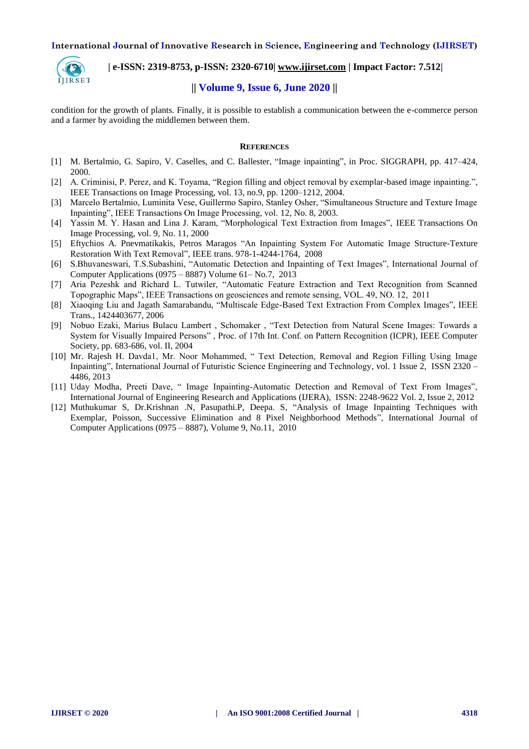condition for the growth of plants. Finally, it is possible to establish a communication between the e-commerce person and a farmer by avoiding the middlemen between them.

## REFERENCES

[1] M. Bertalmio, G. Sapiro, V. Caselles, and C. Ballester, "Image inpainting", in Proc. SIGGRAPH, pp. 417–424, 2000.

[2] A. Criminisi, P. Perez, and K. Toyama, "Region filling and object removal by exemplar-based image inpainting.", IEEE Transactions on Image Processing, vol. 13, no.9, pp. 1200–1212, 2004.

[3] Marcelo Bertalmio, Luminita Vese, Guillermo Sapiro, Stanley Osher, "Simultaneous Structure and Texture Image Inpainting", IEEE Transactions On Image Processing, vol. 12, No. 8, 2003.

[4] Yassin M. Y. Hasan and Lina J. Karam, "Morphological Text Extraction from Images", IEEE Transactions On Image Processing, vol. 9, No. 11, 2000

[5] Eftychios A. Pnevmatikakis, Petros Maragos "An Inpainting System For Automatic Image Structure-Texture Restoration With Text Removal", IEEE trans. 978-1-4244-1764, 2008

[6] S.Bhuvaneswari, T.S.Subashini, "Automatic Detection and Inpainting of Text Images", International Journal of Computer Applications (0975 – 8887) Volume 61– No.7, 2013

[7] Aria Pezeshk and Richard L. Tutwiler, "Automatic Feature Extraction and Text Recognition from Scanned Topographic Maps", IEEE Transactions on geosciences and remote sensing, VOL. 49, NO. 12, 2011

[8] Xiaoqing Liu and Jagath Samarabandu, "Multiscale Edge-Based Text Extraction From Complex Images", IEEE Trans., 1424403677, 2006

[9] Nobuo Ezaki, Marius Bulacu Lambert , Schomaker , "Text Detection from Natural Scene Images: Towards a System for Visually Impaired Persons" , Proc. of 17th Int. Conf. on Pattern Recognition (ICPR), IEEE Computer Society, pp. 683-686, vol. II, 2004

[10] Mr. Rajesh H. Davda1, Mr. Noor Mohammed, " Text Detection, Removal and Region Filling Using Image Inpainting", International Journal of Futuristic Science Engineering and Technology, vol. 1 Issue 2, ISSN 2320 – 4486, 2013

[11] Uday Modha, Preeti Dave, " Image Inpainting-Automatic Detection and Removal of Text From Images", International Journal of Engineering Research and Applications (IJERA), ISSN: 2248-9622 Vol. 2, Issue 2, 2012

[12] Muthukumar S, Dr.Krishnan .N, Pasupathi.P, Deepa. S, "Analysis of Image Inpainting Techniques with Exemplar, Poisson, Successive Elimination and 8 Pixel Neighborhood Methods", International Journal of Computer Applications (0975 – 8887), Volume 9, No.11, 2010